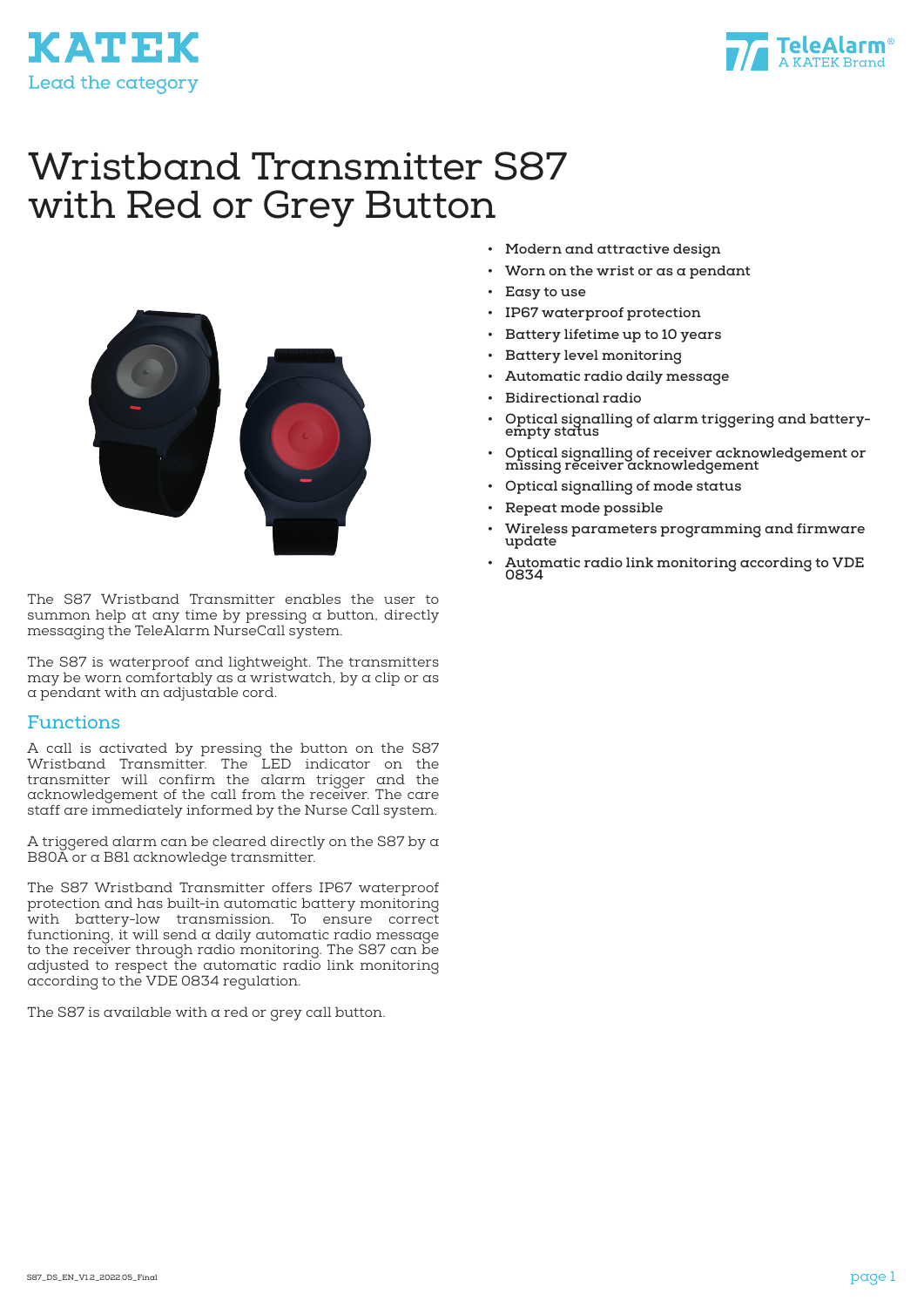KATEK
Lead the category

TeleAlarm®
A KATEK Brand

# Wristband Transmitter S87 with Red or Grey Button

- Modern and attractive design
- Worn on the wrist or as a pendant
- Easy to use
- IP67 waterproof protection
- Battery lifetime up to 10 years
- Battery level monitoring
- Automatic radio daily message
- Bidirectional radio
- Optical signalling of alarm triggering and battery-empty status
- Optical signalling of receiver acknowledgement or missing receiver acknowledgement
- Optical signalling of mode status
- Repeat mode possible
- Wireless parameters programming and firmware update
- Automatic radio link monitoring according to VDE 0834

The S87 Wristband Transmitter enables the user to summon help at any time by pressing a button, directly messaging the TeleAlarm NurseCall system.

The S87 is waterproof and lightweight. The transmitters may be worn comfortably as a wristwatch, by a clip or as a pendant with an adjustable cord.

## Functions

A call is activated by pressing the button on the S87 Wristband Transmitter. The LED indicator on the transmitter will confirm the alarm trigger and the acknowledgement of the call from the receiver. The care staff are immediately informed by the Nurse Call system.

A triggered alarm can be cleared directly on the S87 by a B80A or a B81 acknowledge transmitter.

The S87 Wristband Transmitter offers IP67 waterproof protection and has built-in automatic battery monitoring with battery-low transmission. To ensure correct functioning, it will send a daily automatic radio message to the receiver through radio monitoring. The S87 can be adjusted to respect the automatic radio link monitoring according to the VDE 0834 regulation.

The S87 is available with a red or grey call button.

S87_DS_EN_V1.2_2022.05_Final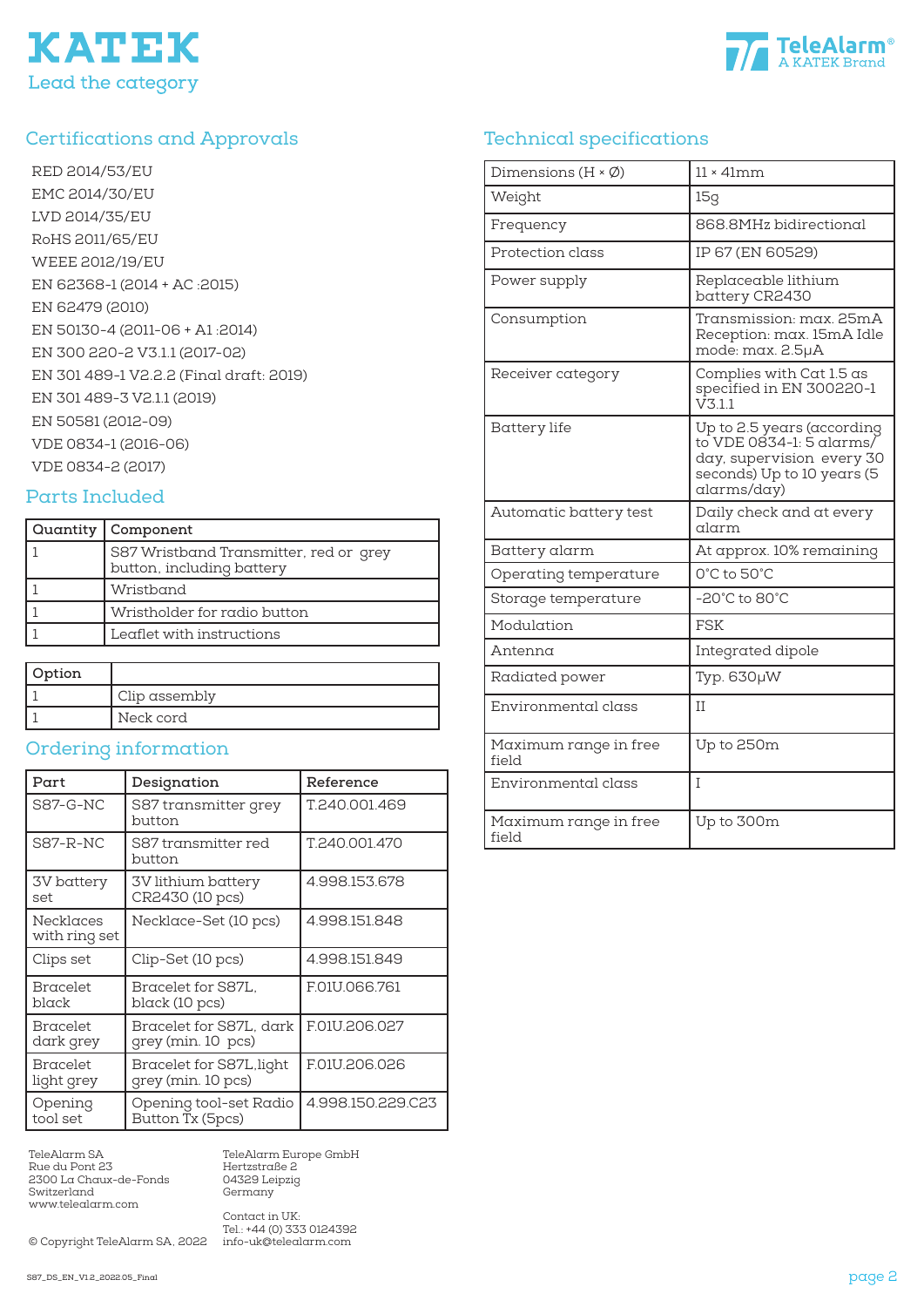# KATEK

Lead the category

TeleAlarm® A KATEK Brand

## Certifications and Approvals

RED 2014/53/EU
EMC 2014/30/EU
LVD 2014/35/EU
RoHS 2011/65/EU
WEEE 2012/19/EU
EN 62368-1 (2014 + AC :2015)
EN 62479 (2010)
EN 50130-4 (2011-06 + A1 :2014)
EN 300 220-2 V3.1.1 (2017-02)
EN 301 489-1 V2.2.2 (Final draft: 2019)
EN 301 489-3 V2.1.1 (2019)
EN 50581 (2012-09)
VDE 0834-1 (2016-06)
VDE 0834-2 (2017)

## Parts Included

| Quantity | Component |
|---|---|
| 1 | S87 Wristband Transmitter, red or grey button, including battery |
| 1 | Wristband |
| 1 | Wristholder for radio button |
| 1 | Leaflet with instructions |

| Option | |
|---|---|
| 1 | Clip assembly |
| 1 | Neck cord |

## Ordering information

| Part | Designation | Reference |
|---|---|---|
| S87-G-NC | S87 transmitter grey button | T.240.001.469 |
| S87-R-NC | S87 transmitter red button | T.240.001.470 |
| 3V battery set | 3V lithium battery CR2430 (10 pcs) | 4.998.153.678 |
| Necklaces with ring set | Necklace-Set (10 pcs) | 4.998.151.848 |
| Clips set | Clip-Set (10 pcs) | 4.998.151.849 |
| Bracelet black | Bracelet for S87L, black (10 pcs) | F.01U.066.761 |
| Bracelet dark grey | Bracelet for S87L, dark grey (min. 10 pcs) | F.01U.206.027 |
| Bracelet light grey | Bracelet for S87L,light grey (min. 10 pcs) | F.01U.206.026 |
| Opening tool set | Opening tool-set Radio Button Tx (5pcs) | 4.998.150.229.C23 |

## Technical specifications

| | |
|---|---|
| Dimensions (H × Ø) | 11 × 41mm |
| Weight | 15g |
| Frequency | 868.8MHz bidirectional |
| Protection class | IP 67 (EN 60529) |
| Power supply | Replaceable lithium battery CR2430 |
| Consumption | Transmission: max. 25mA Reception: max. 15mA Idle mode: max. 2.5μA |
| Receiver category | Complies with Cat 1.5 as specified in EN 300220-1 V3.1.1 |
| Battery life | Up to 2.5 years (according to VDE 0834-1: 5 alarms/day, supervision every 30 seconds) Up to 10 years (5 alarms/day) |
| Automatic battery test | Daily check and at every alarm |
| Battery alarm | At approx. 10% remaining |
| Operating temperature | 0°C to 50°C |
| Storage temperature | -20°C to 80°C |
| Modulation | FSK |
| Antenna | Integrated dipole |
| Radiated power | Typ. 630μW |
| Environmental class | II |
| Maximum range in free field | Up to 250m |
| Environmental class | I |
| Maximum range in free field | Up to 300m |

TeleAlarm SA
Rue du Pont 23
2300 La Chaux-de-Fonds
Switzerland
www.telealarm.com

TeleAlarm Europe GmbH
Hertzstraße 2
04329 Leipzig
Germany

Contact in UK:
Tel.: +44 (0) 333 0124392
info-uk@telealarm.com

© Copyright TeleAlarm SA, 2022

S87_DS_EN_V1.2_2022.05_Final